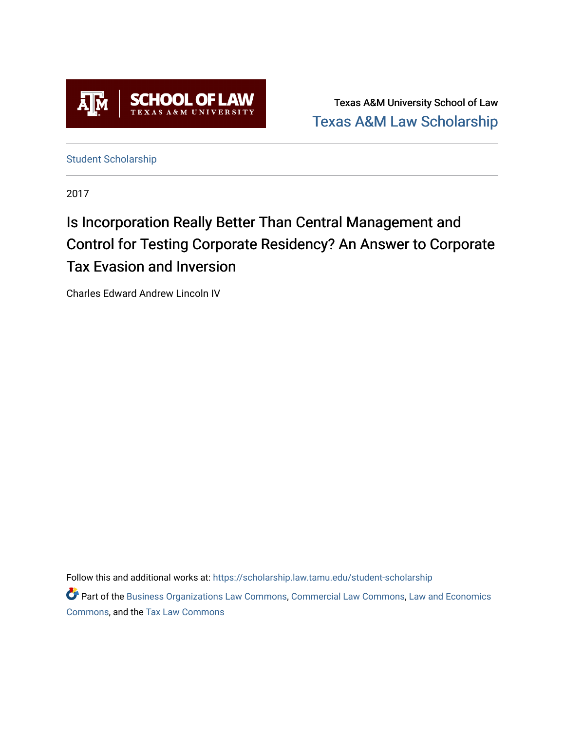Texas A&M University School of Law

Texas A&M Law Scholarship

Student Scholarship

2017

# Is Incorporation Really Better Than Central Management and Control for Testing Corporate Residency? An Answer to Corporate Tax Evasion and Inversion

Charles Edward Andrew Lincoln IV

Follow this and additional works at: https://scholarship.law.tamu.edu/student-scholarship

Part of the Business Organizations Law Commons, Commercial Law Commons, Law and Economics Commons, and the Tax Law Commons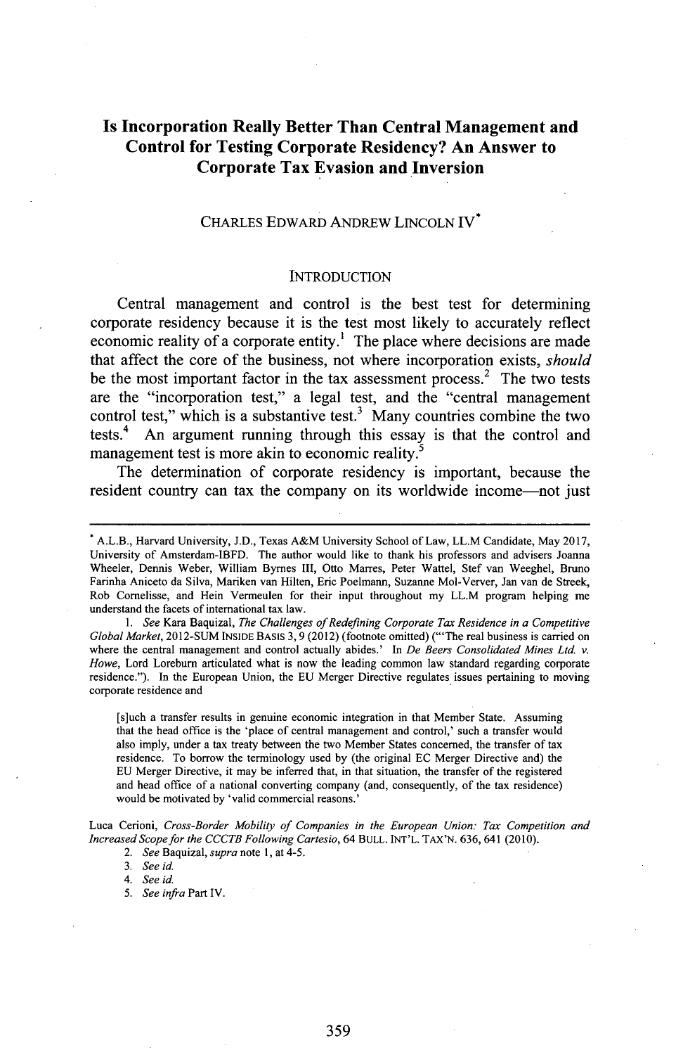# Is Incorporation Really Better Than Central Management and Control for Testing Corporate Residency? An Answer to Corporate Tax Evasion and Inversion

CHARLES EDWARD ANDREW LINCOLN IV*

## INTRODUCTION

Central management and control is the best test for determining corporate residency because it is the test most likely to accurately reflect economic reality of a corporate entity.[1] The place where decisions exists are made that affect the core of the business, not where incorporation exists, *should* be the most important factor in the tax assessment process.[2] The two tests are the "incorporation test," a legal test, and the "central management control test," which is a substantive test.[3] Many countries combine the two tests.[4] An argument running through this essay is that the control and management test is more akin to economic reality.[5]

The determination of corporate residency is important, because the resident country can tax the company on its worldwide income—not just

---

* A.L.B., Harvard University, J.D., Texas A&M University School of Law, LL.M Candidate, May 2017, University of Amsterdam-IBFD. The author would like to thank his professors and advisers Joanna Wheeler, Dennis Weber, William Byrnes III, Otto Marres, Peter Wattel, Stef van Weeghel, Bruno Farinha Aniceto da Silva, Mariken van Hilten, Eric Poelmann, Suzanne Mol-Verver, Jan van de Streek, Rob Cornelisse, and Hein Vermeulen for their input throughout my LL.M program helping me understand the facets of international tax law.

1. *See* Kara Baquizal, *The Challenges of Redefining Corporate Tax Residence in a Competitive Global Market*, 2012-SUM INSIDE BASIS 3, 9 (2012) (footnote omitted) ("'The real business is carried on where the central management and control actually abides.' In *De Beers Consolidated Mines Ltd. v. Howe*, Lord Loreburn articulated what is now the leading common law standard regarding corporate residence."). In the European Union, the EU Merger Directive regulates issues pertaining to moving corporate residence and

> [s]uch a transfer results in genuine economic integration in that Member State. Assuming that the head office is the 'place of central management and control,' such a transfer would also imply, under a tax treaty between the two Member States concerned, the transfer of tax residence. To borrow the terminology used by (the original EC Merger Directive and) the EU Merger Directive, it may be inferred that, in that situation, the transfer of the registered and head office of a national converting company (and, consequently, of the tax residence) would be motivated by 'valid commercial reasons.'

Luca Cerioni, *Cross-Border Mobility of Companies in the European Union: Tax Competition and Increased Scope for the CCCTB Following Cartesio*, 64 BULL. INT'L. TAX'N. 636, 641 (2010).

2. *See* Baquizal, *supra* note 1, at 4-5.

3. *See id.*

4. *See id.*

5. *See infra* Part IV.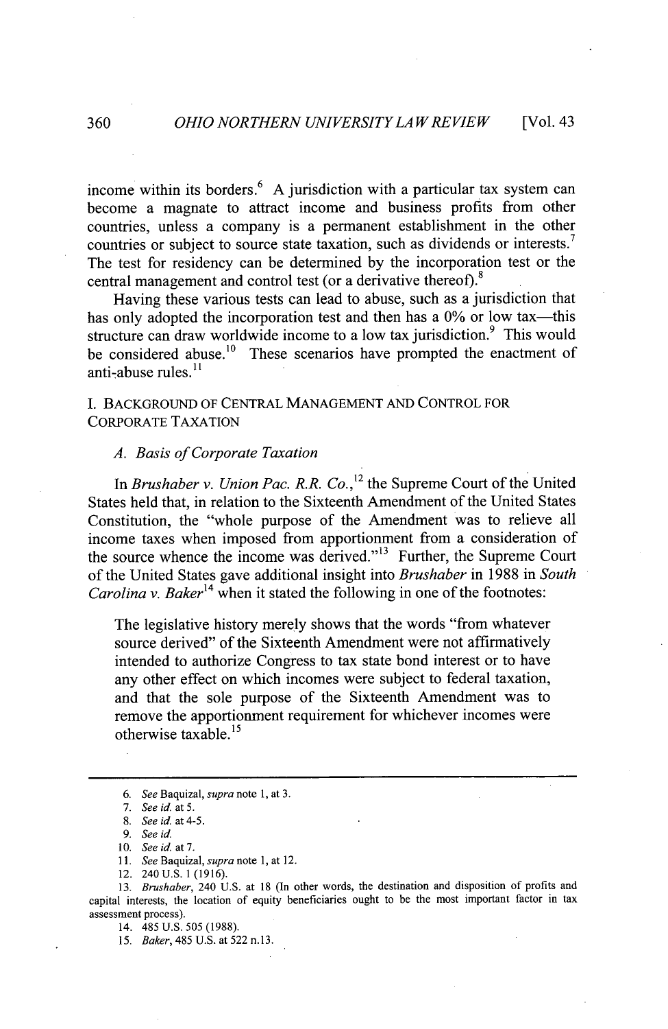income within its borders.[6] A jurisdiction with a particular tax system can become a magnate to attract income and business profits from other countries, unless a company is a permanent establishment in the other countries or subject to source state taxation, such as dividends or interests.[7] The test for residency can be determined by the incorporation test or the central management and control test (or a derivative thereof).[8]

Having these various tests can lead to abuse, such as a jurisdiction that has only adopted the incorporation test and then has a 0% or low tax—this structure can draw worldwide income to a low tax jurisdiction.[9] This would be considered abuse.[10] These scenarios have prompted the enactment of anti-abuse rules.[11]

## I. BACKGROUND OF CENTRAL MANAGEMENT AND CONTROL FOR CORPORATE TAXATION

### *A. Basis of Corporate Taxation*

In *Brushaber v. Union Pac. R.R. Co.*,[12] the Supreme Court of the United States held that, in relation to the Sixteenth Amendment of the United States Constitution, the "whole purpose of the Amendment was to relieve all income taxes when imposed from apportionment from a consideration of the source whence the income was derived."[13] Further, the Supreme Court of the United States gave additional insight into *Brushaber* in 1988 in *South Carolina v. Baker*[14] when it stated the following in one of the footnotes:

> The legislative history merely shows that the words "from whatever source derived" of the Sixteenth Amendment were not affirmatively intended to authorize Congress to tax state bond interest or to have any other effect on which incomes were subject to federal taxation, and that the sole purpose of the Sixteenth Amendment was to remove the apportionment requirement for whichever incomes were otherwise taxable.[15]

---

6. *See* Baquizal, *supra* note 1, at 3.
7. *See id.* at 5.
8. *See id.* at 4-5.
9. *See id.*
10. *See id.* at 7.
11. *See* Baquizal, *supra* note 1, at 12.
12. 240 U.S. 1 (1916).
13. *Brushaber*, 240 U.S. at 18 (In other words, the destination and disposition of profits and capital interests, the location of equity beneficiaries ought to be the most important factor in tax assessment process).
14. 485 U.S. 505 (1988).
15. *Baker*, 485 U.S. at 522 n.13.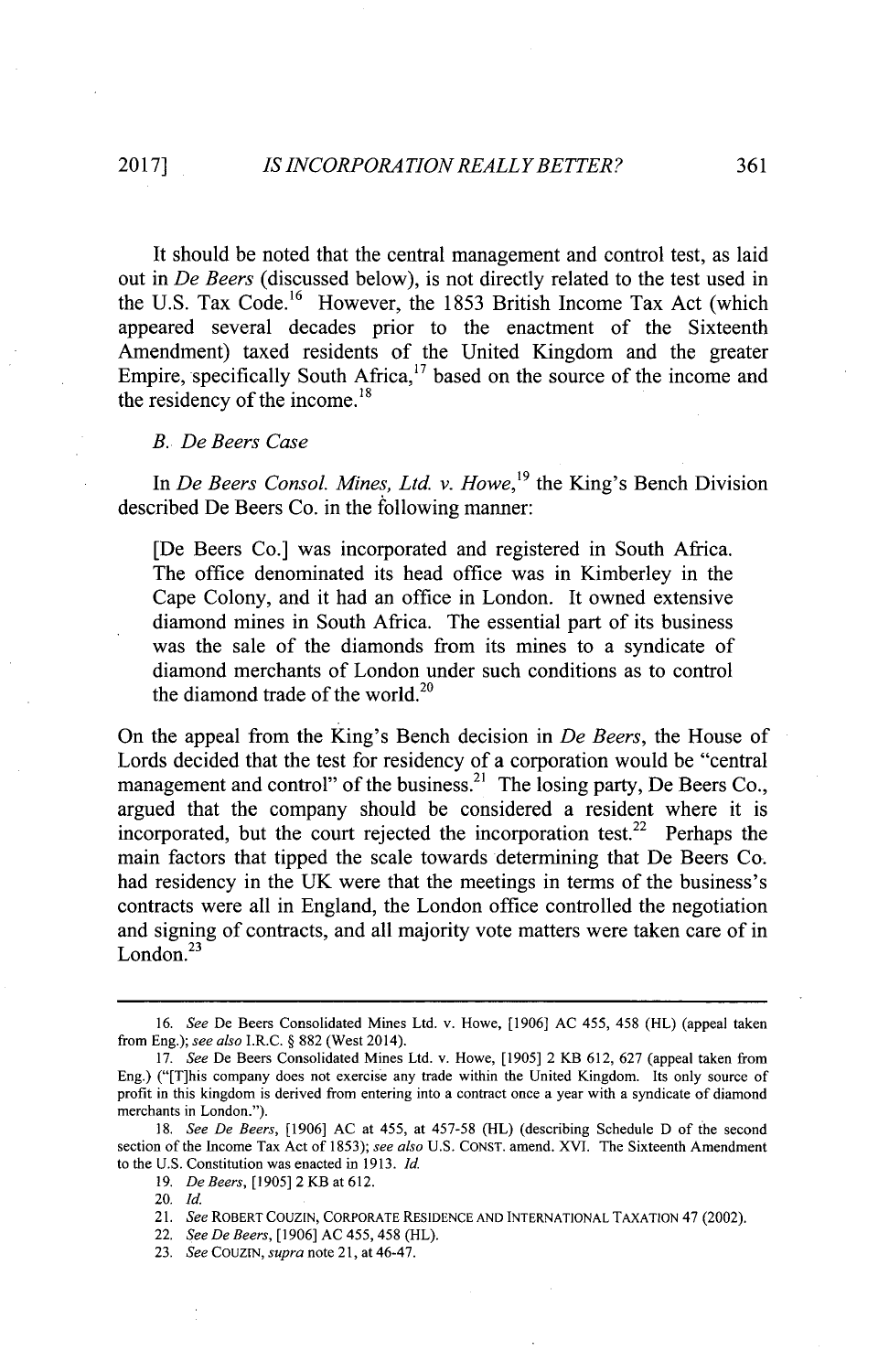It should be noted that the central management and control test, as laid out in *De Beers* (discussed below), is not directly related to the test used in the U.S. Tax Code.[16] However, the 1853 British Income Tax Act (which appeared several decades prior to the enactment of the Sixteenth Amendment) taxed residents of the United Kingdom and the greater Empire, specifically South Africa,[17] based on the source of the income and the residency of the income.[18]

### *B. De Beers Case*

In *De Beers Consol. Mines, Ltd. v. Howe*,[19] the King's Bench Division described De Beers Co. in the following manner:

> [De Beers Co.] was incorporated and registered in South Africa. The office denominated its head office was in Kimberley in the Cape Colony, and it had an office in London. It owned extensive diamond mines in South Africa. The essential part of its business was the sale of the diamonds from its mines to a syndicate of diamond merchants of London under such conditions as to control the diamond trade of the world.[20]

On the appeal from the King's Bench decision in *De Beers*, the House of Lords decided that the test for residency of a corporation would be "central management and control" of the business.[21] The losing party, De Beers Co., argued that the company should be considered a resident where it is incorporated, but the court rejected the incorporation test.[22] Perhaps the main factors that tipped the scale towards determining that De Beers Co. had residency in the UK were that the meetings in terms of the business's contracts were all in England, the London office controlled the negotiation and signing of contracts, and all majority vote matters were taken care of in London.[23]

---

16. *See* De Beers Consolidated Mines Ltd. v. Howe, [1906] AC 455, 458 (HL) (appeal taken from Eng.); *see also* I.R.C. § 882 (West 2014).

17. *See* De Beers Consolidated Mines Ltd. v. Howe, [1905] 2 KB 612, 627 (appeal taken from Eng.) ("[T]his company does not exercise any trade within the United Kingdom. Its only source of profit in this kingdom is derived from entering into a contract once a year with a syndicate of diamond merchants in London.").

18. *See De Beers*, [1906] AC at 455, at 457-58 (HL) (describing Schedule D of the second section of the Income Tax Act of 1853); *see also* U.S. CONST. amend. XVI. The Sixteenth Amendment to the U.S. Constitution was enacted in 1913. *Id.*

19. *De Beers*, [1905] 2 KB at 612.

20. *Id.*

21. *See* ROBERT COUZIN, CORPORATE RESIDENCE AND INTERNATIONAL TAXATION 47 (2002).

22. *See De Beers*, [1906] AC 455, 458 (HL).

23. *See* COUZIN, *supra* note 21, at 46-47.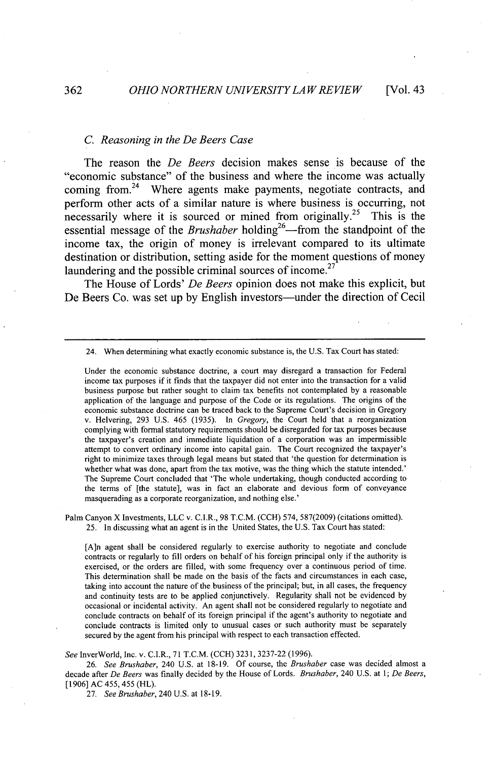### *C. Reasoning in the De Beers Case*

The reason the *De Beers* decision makes sense is because of the "economic substance" of the business and where the income was actually coming from.[24] Where agents make payments, negotiate contracts, and perform other acts of a similar nature is where business is occurring, not necessarily where it is sourced or mined from originally.[25] This is the essential message of the *Brushaber* holding[26]—from the standpoint of the income tax, the origin of money is irrelevant compared to its ultimate destination or distribution, setting aside for the moment questions of money laundering and the possible criminal sources of income.[27]

The House of Lords' *De Beers* opinion does not make this explicit, but De Beers Co. was set up by English investors—under the direction of Cecil

---

24. When determining what exactly economic substance is, the U.S. Tax Court has stated:

> Under the economic substance doctrine, a court may disregard a transaction for Federal income tax purposes if it finds that the taxpayer did not enter into the transaction for a valid business purpose but rather sought to claim tax benefits not contemplated by a reasonable application of the language and purpose of the Code or its regulations. The origins of the economic substance doctrine can be traced back to the Supreme Court's decision in Gregory v. Helvering, 293 U.S. 465 (1935). In *Gregory*, the Court held that a reorganization complying with formal statutory requirements should be disregarded for tax purposes because the taxpayer's creation and immediate liquidation of a corporation was an impermissible attempt to convert ordinary income into capital gain. The Court recognized the taxpayer's right to minimize taxes through legal means but stated that 'the question for determination is whether what was done, apart from the tax motive, was the thing which the statute intended.' The Supreme Court concluded that 'The whole undertaking, though conducted according to the terms of [the statute], was in fact an elaborate and devious form of conveyance masquerading as a corporate reorganization, and nothing else.'

Palm Canyon X Investments, LLC v. C.I.R., 98 T.C.M. (CCH) 574, 587(2009) (citations omitted).

25. In discussing what an agent is in the United States, the U.S. Tax Court has stated:

> [A]n agent shall be considered regularly to exercise authority to negotiate and conclude contracts or regularly to fill orders on behalf of his foreign principal only if the authority is exercised, or the orders are filled, with some frequency over a continuous period of time. This determination shall be made on the basis of the facts and circumstances in each case, taking into account the nature of the business of the principal; but, in all cases, the frequency and continuity tests are to be applied conjunctively. Regularity shall not be evidenced by occasional or incidental activity. An agent shall not be considered regularly to negotiate and conclude contracts on behalf of its foreign principal if the agent's authority to negotiate and conclude contracts is limited only to unusual cases or such authority must be separately secured by the agent from his principal with respect to each transaction effected.

*See* InverWorld, Inc. v. C.I.R., 71 T.C.M. (CCH) 3231, 3237-22 (1996).

26. *See Brushaber*, 240 U.S. at 18-19. Of course, the *Brushaber* case was decided almost a decade after *De Beers* was finally decided by the House of Lords. *Brushaber*, 240 U.S. at 1; *De Beers*, [1906] AC 455, 455 (HL).

27. *See Brushaber*, 240 U.S. at 18-19.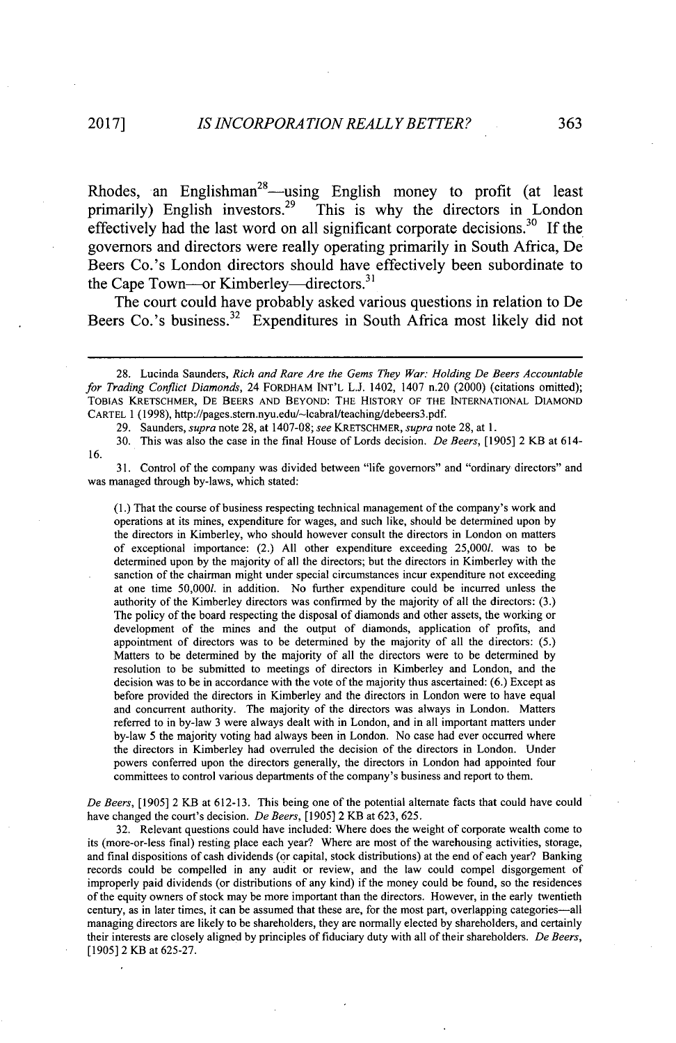Rhodes, an Englishman[28]—using English money to profit (at least primarily) English investors.[29] This is why the directors in London effectively had the last word on all significant corporate decisions.[30] If the governors and directors were really operating primarily in South Africa, De Beers Co.'s London directors should have effectively been subordinate to the Cape Town—or Kimberley—directors.[31]

The court could have probably asked various questions in relation to De Beers Co.'s business.[32] Expenditures in South Africa most likely did not

---

28. Lucinda Saunders, *Rich and Rare Are the Gems They War: Holding De Beers Accountable for Trading Conflict Diamonds*, 24 FORDHAM INT'L L.J. 1402, 1407 n.20 (2000) (citations omitted); TOBIAS KRETSCHMER, DE BEERS AND BEYOND: THE HISTORY OF THE INTERNATIONAL DIAMOND CARTEL 1 (1998), http://pages.stern.nyu.edu/~lcabral/teaching/debeers3.pdf.

29. Saunders, *supra* note 28, at 1407-08; *see* KRETSCHMER, *supra* note 28, at 1.

30. This was also the case in the final House of Lords decision. *De Beers*, [1905] 2 KB at 614-16.

31. Control of the company was divided between "life governors" and "ordinary directors" and was managed through by-laws, which stated:

> (1.) That the course of business respecting technical management of the company's work and operations at its mines, expenditure for wages, and such like, should be determined upon by the directors in Kimberley, who should however consult the directors in London on matters of exceptional importance: (2.) All other expenditure exceeding 25,000*l*. was to be determined upon by the majority of all the directors; but the directors in Kimberley with the sanction of the chairman might under special circumstances incur expenditure not exceeding at one time 50,000*l*. in addition. No further expenditure could be incurred unless the authority of the Kimberley directors was confirmed by the majority of all the directors: (3.) The policy of the board respecting the disposal of diamonds and other assets, the working or development of the mines and the output of diamonds, application of profits, and appointment of directors was to be determined by the majority of all the directors: (5.) Matters to be determined by the majority of all the directors were to be determined by resolution to be submitted to meetings of directors in Kimberley and London, and the decision was to be in accordance with the vote of the majority thus ascertained: (6.) Except as before provided the directors in Kimberley and the directors in London were to have equal and concurrent authority. The majority of the directors was always in London. Matters referred to in by-law 3 were always dealt with in London, and in all important matters under by-law 5 the majority voting had always been in London. No case had ever occurred where the directors in Kimberley had overruled the decision of the directors in London. Under powers conferred upon the directors generally, the directors in London had appointed four committees to control various departments of the company's business and report to them.

*De Beers*, [1905] 2 KB at 612-13. This being one of the potential alternate facts that could have could have changed the court's decision. *De Beers*, [1905] 2 KB at 623, 625.

32. Relevant questions could have included: Where does the weight of corporate wealth come to its (more-or-less final) resting place each year? Where are most of the warehousing activities, storage, and final dispositions of cash dividends (or capital, stock distributions) at the end of each year? Banking records could be compelled in any audit or review, and the law could compel disgorgement of improperly paid dividends (or distributions of any kind) if the money could be found, so the residences of the equity owners of stock may be more important than the directors. However, in the early twentieth century, as in later times, it can be assumed that these are, for the most part, overlapping categories—all managing directors are likely to be shareholders, they are normally elected by shareholders, and certainly their interests are closely aligned by principles of fiduciary duty with all of their shareholders. *De Beers*, [1905] 2 KB at 625-27.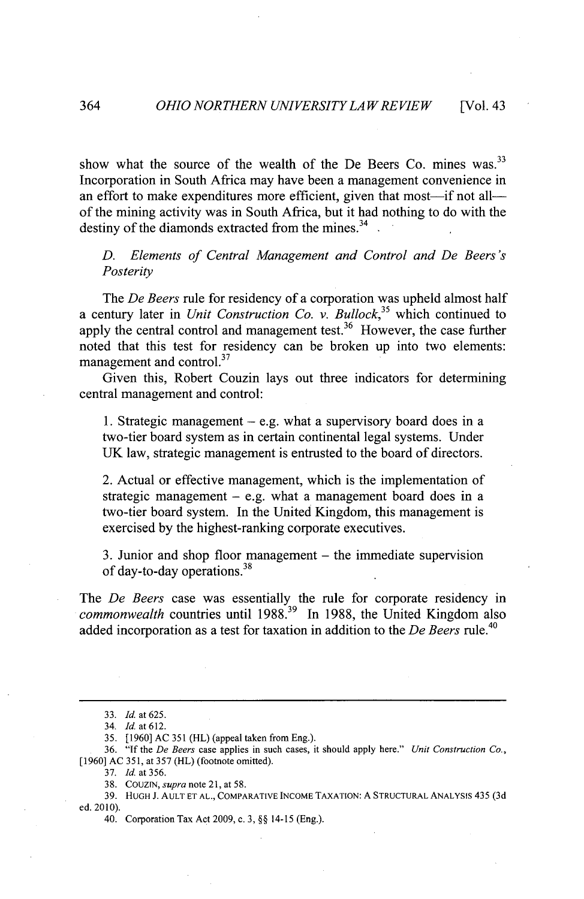show what the source of the wealth of the De Beers Co. mines was.[33] Incorporation in South Africa may have been a management convenience in an effort to make expenditures more efficient, given that most—if not all—of the mining activity was in South Africa, but it had nothing to do with the destiny of the diamonds extracted from the mines.[34]

### D. Elements of Central Management and Control and De Beers's Posterity

The *De Beers* rule for residency of a corporation was upheld almost half a century later in *Unit Construction Co. v. Bullock*,[35] which continued to apply the central control and management test.[36] However, the case further noted that this test for residency can be broken up into two elements: management and control.[37]

Given this, Robert Couzin lays out three indicators for determining central management and control:

> 1. Strategic management – e.g. what a supervisory board does in a two-tier board system as in certain continental legal systems. Under UK law, strategic management is entrusted to the board of directors.
>
> 2. Actual or effective management, which is the implementation of strategic management – e.g. what a management board does in a two-tier board system. In the United Kingdom, this management is exercised by the highest-ranking corporate executives.
>
> 3. Junior and shop floor management – the immediate supervision of day-to-day operations.[38]

The *De Beers* case was essentially the rule for corporate residency in *commonwealth* countries until 1988.[39] In 1988, the United Kingdom also added incorporation as a test for taxation in addition to the *De Beers* rule.[40]

---

33. *Id.* at 625.

34. *Id.* at 612.

35. [1960] AC 351 (HL) (appeal taken from Eng.).

36. "If the *De Beers* case applies in such cases, it should apply here." *Unit Construction Co.*, [1960] AC 351, at 357 (HL) (footnote omitted).

37. *Id.* at 356.

38. COUZIN, *supra* note 21, at 58.

39. HUGH J. AULT ET AL., COMPARATIVE INCOME TAXATION: A STRUCTURAL ANALYSIS 435 (3d ed. 2010).

40. Corporation Tax Act 2009, c. 3, §§ 14-15 (Eng.).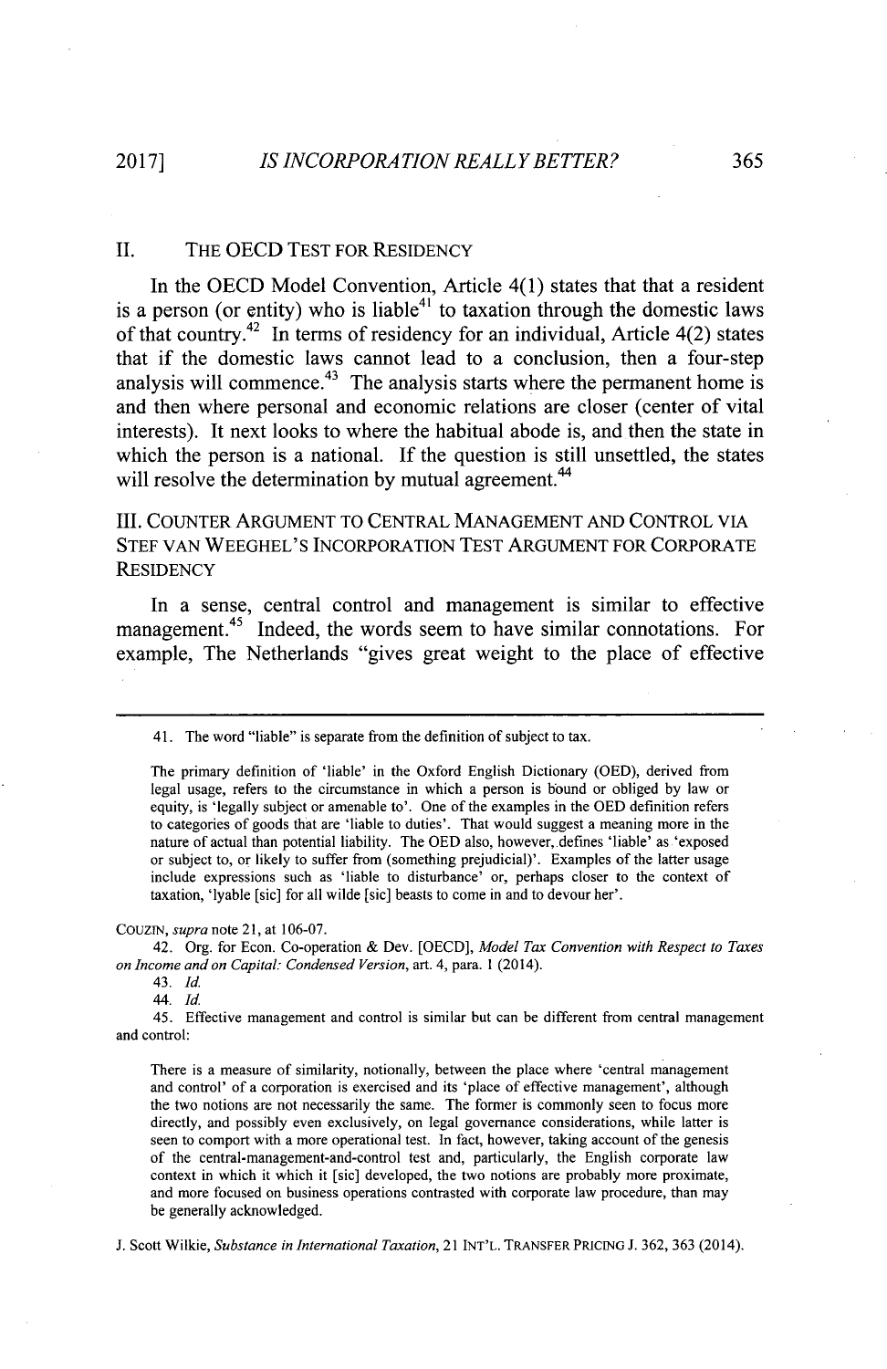## II. THE OECD TEST FOR RESIDENCY

In the OECD Model Convention, Article 4(1) states that that a resident is a person (or entity) who is liable[41] to taxation through the domestic laws of that country.[42] In terms of residency for an individual, Article 4(2) states that if the domestic laws cannot lead to a conclusion, then a four-step analysis will commence.[43] The analysis starts where the permanent home is and then where personal and economic relations are closer (center of vital interests). It next looks to where the habitual abode is, and then the state in which the person is a national. If the question is still unsettled, the states will resolve the determination by mutual agreement.[44]

## III. COUNTER ARGUMENT TO CENTRAL MANAGEMENT AND CONTROL VIA STEF VAN WEEGHEL'S INCORPORATION TEST ARGUMENT FOR CORPORATE RESIDENCY

In a sense, central control and management is similar to effective management.[45] Indeed, the words seem to have similar connotations. For example, The Netherlands "gives great weight to the place of effective

---

41. The word "liable" is separate from the definition of subject to tax.

> The primary definition of 'liable' in the Oxford English Dictionary (OED), derived from legal usage, refers to the circumstance in which a person is bound or obliged by law or equity, is 'legally subject or amenable to'. One of the examples in the OED definition refers to categories of goods that are 'liable to duties'. That would suggest a meaning more in the nature of actual than potential liability. The OED also, however, defines 'liable' as 'exposed or subject to, or likely to suffer from (something prejudicial)'. Examples of the latter usage include expressions such as 'liable to disturbance' or, perhaps closer to the context of taxation, 'lyable [sic] for all wilde [sic] beasts to come in and to devour her'.

COUZIN, *supra* note 21, at 106-07.

42. Org. for Econ. Co-operation & Dev. [OECD], *Model Tax Convention with Respect to Taxes on Income and on Capital: Condensed Version*, art. 4, para. 1 (2014).

43. *Id.*

44. *Id.*

45. Effective management and control is similar but can be different from central management and control:

> There is a measure of similarity, notionally, between the place where 'central management and control' of a corporation is exercised and its 'place of effective management', although the two notions are not necessarily the same. The former is commonly seen to focus more directly, and possibly even exclusively, on legal governance considerations, while latter is seen to comport with a more operational test. In fact, however, taking account of the genesis of the central-management-and-control test and, particularly, the English corporate law context in which it which it [sic] developed, the two notions are probably more proximate, and more focused on business operations contrasted with corporate law procedure, than may be generally acknowledged.

J. Scott Wilkie, *Substance in International Taxation*, 21 INT'L. TRANSFER PRICING J. 362, 363 (2014).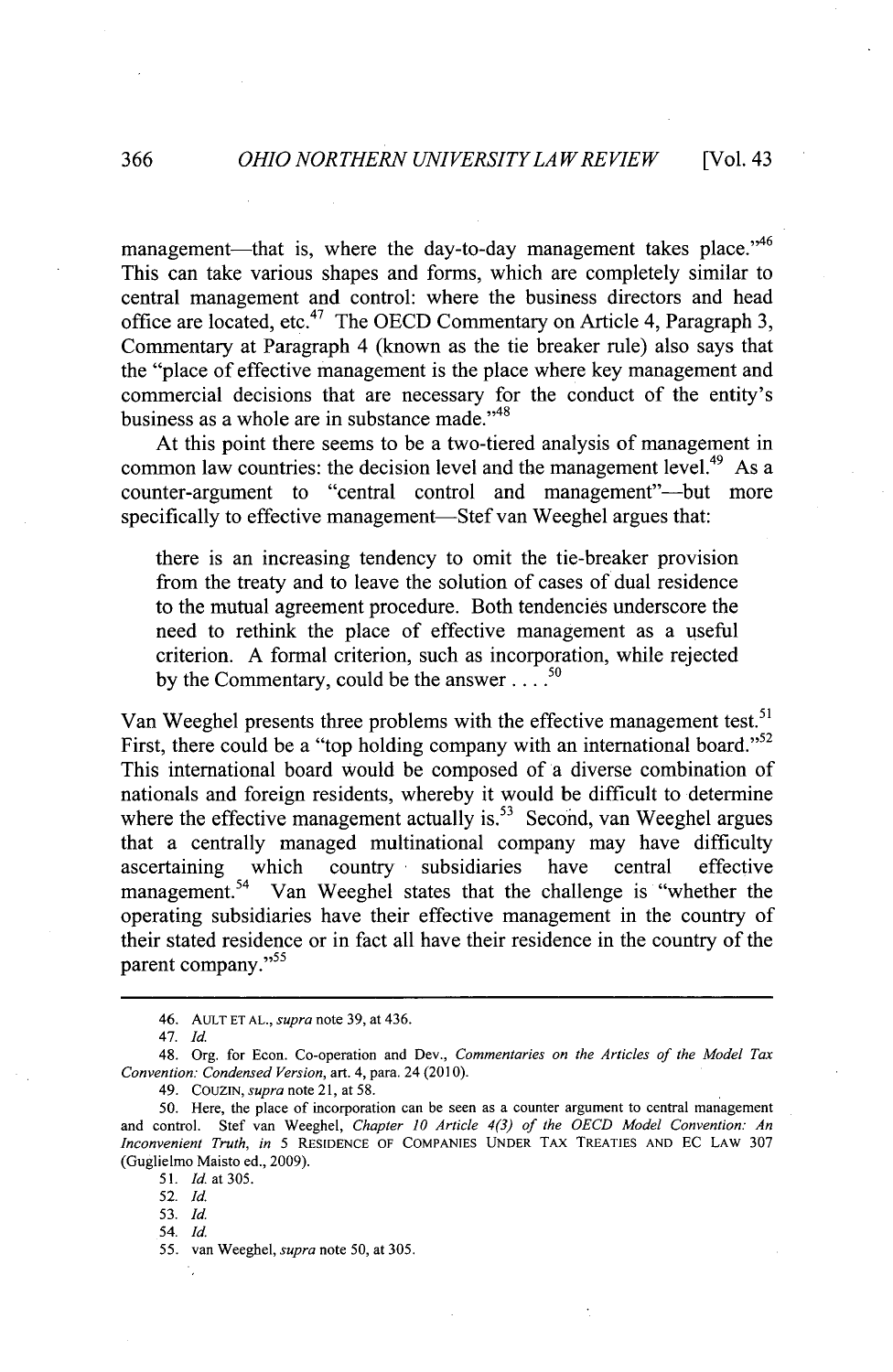management—that is, where the day-to-day management takes place."[46] This can take various shapes and forms, which are completely similar to central management and control: where the business directors and head office are located, etc.[47] The OECD Commentary on Article 4, Paragraph 3, Commentary at Paragraph 4 (known as the tie breaker rule) also says that the "place of effective management is the place where key management and commercial decisions that are necessary for the conduct of the entity's business as a whole are in substance made."[48]

At this point there seems to be a two-tiered analysis of management in common law countries: the decision level and the management level.[49] As a counter-argument to "central control and management"—but more specifically to effective management—Stef van Weeghel argues that:

> there is an increasing tendency to omit the tie-breaker provision from the treaty and to leave the solution of cases of dual residence to the mutual agreement procedure. Both tendencies underscore the need to rethink the place of effective management as a useful criterion. A formal criterion, such as incorporation, while rejected by the Commentary, could be the answer . . . .[50]

Van Weeghel presents three problems with the effective management test.[51] First, there could be a "top holding company with an international board."[52] This international board would be composed of a diverse combination of nationals and foreign residents, whereby it would be difficult to determine where the effective management actually is.[53] Second, van Weeghel argues that a centrally managed multinational company may have difficulty ascertaining which country subsidiaries have central effective management.[54] Van Weeghel states that the challenge is "whether the operating subsidiaries have their effective management in the country of their stated residence or in fact all have their residence in the country of the parent company."[55]

---

46. AULT ET AL., *supra* note 39, at 436.

47. *Id.*

48. Org. for Econ. Co-operation and Dev., *Commentaries on the Articles of the Model Tax Convention: Condensed Version*, art. 4, para. 24 (2010).

49. COUZIN, *supra* note 21, at 58.

50. Here, the place of incorporation can be seen as a counter argument to central management and control. Stef van Weeghel, *Chapter 10 Article 4(3) of the OECD Model Convention: An Inconvenient Truth*, *in* 5 RESIDENCE OF COMPANIES UNDER TAX TREATIES AND EC LAW 307 (Guglielmo Maisto ed., 2009).

51. *Id.* at 305.

52. *Id.*

53. *Id.*

54. *Id.*

55. van Weeghel, *supra* note 50, at 305.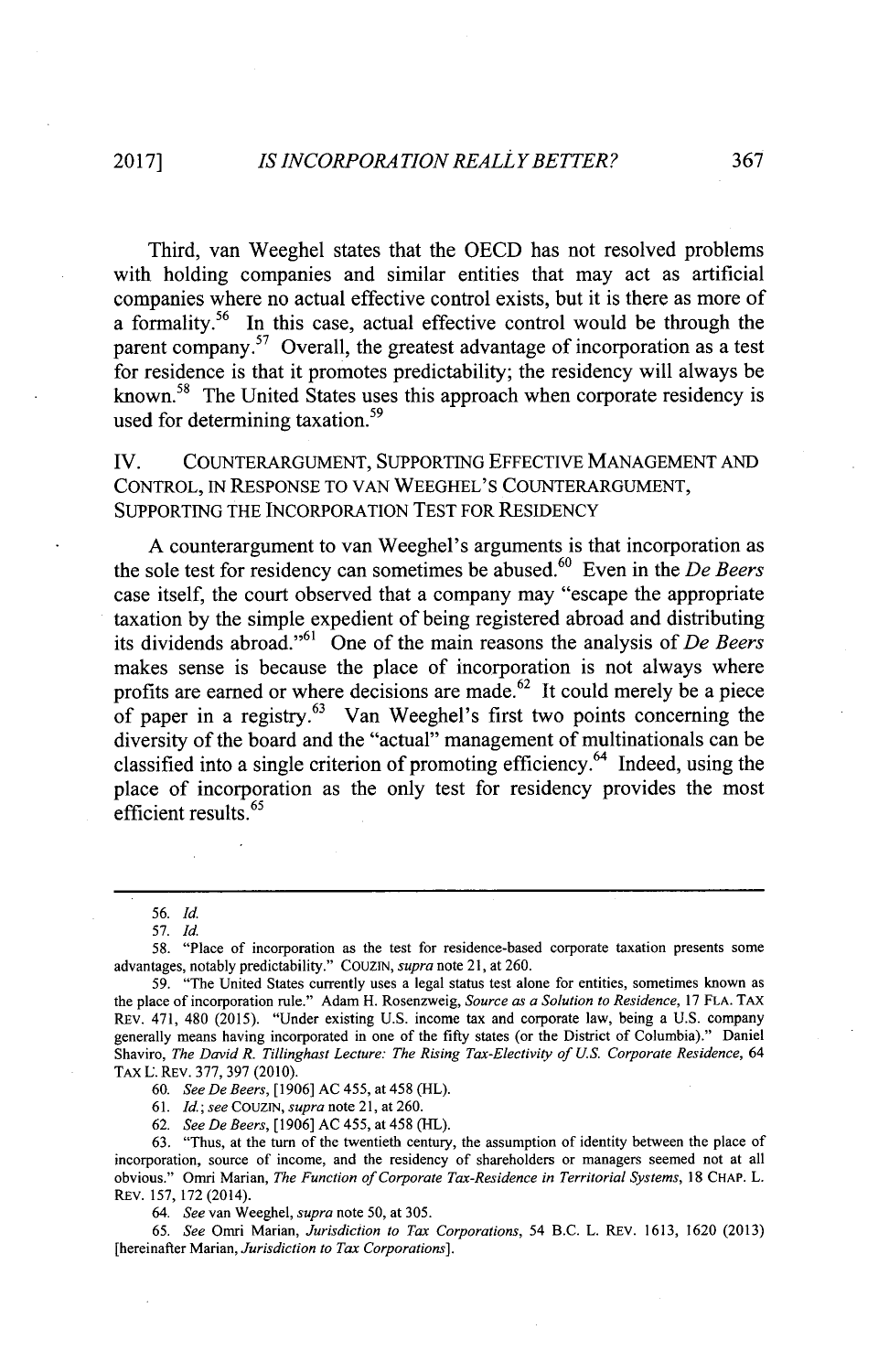Third, van Weeghel states that the OECD has not resolved problems with holding companies and similar entities that may act as artificial companies where no actual effective control exists, but it is there as more of a formality.[56] In this case, actual effective control would be through the parent company.[57] Overall, the greatest advantage of incorporation as a test for residence is that it promotes predictability; the residency will always be known.[58] The United States uses this approach when corporate residency is used for determining taxation.[59]

## IV. COUNTERARGUMENT, SUPPORTING EFFECTIVE MANAGEMENT AND CONTROL, IN RESPONSE TO VAN WEEGHEL'S COUNTERARGUMENT, SUPPORTING THE INCORPORATION TEST FOR RESIDENCY

A counterargument to van Weeghel's arguments is that incorporation as the sole test for residency can sometimes be abused.[60] Even in the *De Beers* case itself, the court observed that a company may "escape the appropriate taxation by the simple expedient of being registered abroad and distributing its dividends abroad."[61] One of the main reasons the analysis of *De Beers* makes sense is because the place of incorporation is not always where profits are earned or where decisions are made.[62] It could merely be a piece of paper in a registry.[63] Van Weeghel's first two points concerning the diversity of the board and the "actual" management of multinationals can be classified into a single criterion of promoting efficiency.[64] Indeed, using the place of incorporation as the only test for residency provides the most efficient results.[65]

---

56. *Id.*

57. *Id.*

58. "Place of incorporation as the test for residence-based corporate taxation presents some advantages, notably predictability." COUZIN, *supra* note 21, at 260.

59. "The United States currently uses a legal status test alone for entities, sometimes known as the place of incorporation rule." Adam H. Rosenzweig, *Source as a Solution to Residence*, 17 FLA. TAX REV. 471, 480 (2015). "Under existing U.S. income tax and corporate law, being a U.S. company generally means having incorporated in one of the fifty states (or the District of Columbia)." Daniel Shaviro, *The David R. Tillinghast Lecture: The Rising Tax-Electivity of U.S. Corporate Residence*, 64 TAX L. REV. 377, 397 (2010).

60. *See De Beers*, [1906] AC 455, at 458 (HL).

61. *Id.*; *see* COUZIN, *supra* note 21, at 260.

62. *See De Beers*, [1906] AC 455, at 458 (HL).

63. "Thus, at the turn of the twentieth century, the assumption of identity between the place of incorporation, source of income, and the residency of shareholders or managers seemed not at all obvious." Omri Marian, *The Function of Corporate Tax-Residence in Territorial Systems*, 18 CHAP. L. REV. 157, 172 (2014).

64. *See* van Weeghel, *supra* note 50, at 305.

65. *See* Omri Marian, *Jurisdiction to Tax Corporations*, 54 B.C. L. REV. 1613, 1620 (2013) [hereinafter Marian, *Jurisdiction to Tax Corporations*].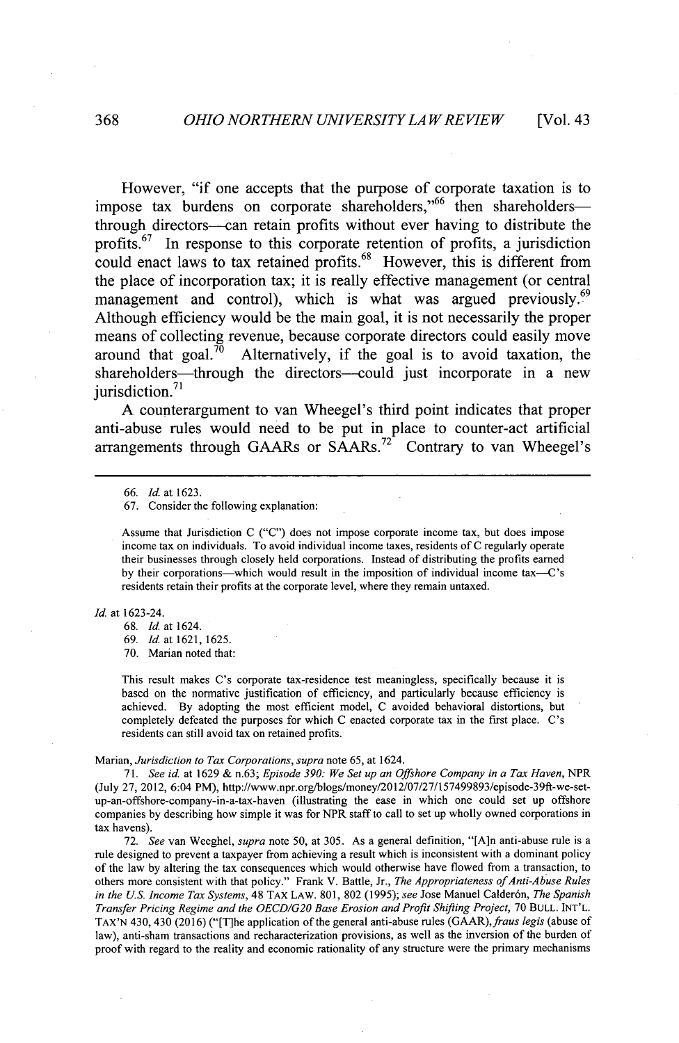However, "if one accepts that the purpose of corporate taxation is to impose tax burdens on corporate shareholders,"[66] then shareholders—through directors—can retain profits without ever having to distribute the profits.[67] In response to this corporate retention of profits, a jurisdiction could enact laws to tax retained profits.[68] However, this is different from the place of incorporation tax; it is really effective management (or central management and control), which is what was argued previously.[69] Although efficiency would be the main goal, it is not necessarily the proper means of collecting revenue, because corporate directors could easily move around that goal.[70] Alternatively, if the goal is to avoid taxation, the shareholders—through the directors—could just incorporate in a new jurisdiction.[71]

A counterargument to van Wheegel's third point indicates that proper anti-abuse rules would need to be put in place to counter-act artificial arrangements through GAARs or SAARs.[72] Contrary to van Wheegel's

---

66. *Id.* at 1623.

67. Consider the following explanation:

> Assume that Jurisdiction C ("C") does not impose corporate income tax, but does impose income tax on individuals. To avoid individual income taxes, residents of C regularly operate their businesses through closely held corporations. Instead of distributing the profits earned by their corporations—which would result in the imposition of individual income tax—C's residents retain their profits at the corporate level, where they remain untaxed.

*Id.* at 1623-24.

68. *Id.* at 1624.

69. *Id.* at 1621, 1625.

70. Marian noted that:

> This result makes C's corporate tax-residence test meaningless, specifically because it is based on the normative justification of efficiency, and particularly because efficiency is achieved. By adopting the most efficient model, C avoided behavioral distortions, but completely defeated the purposes for which C enacted corporate tax in the first place. C's residents can still avoid tax on retained profits.

Marian, *Jurisdiction to Tax Corporations*, *supra* note 65, at 1624.

71. *See id.* at 1629 & n.63; *Episode 390: We Set up an Offshore Company in a Tax Haven*, NPR (July 27, 2012, 6:04 PM), http://www.npr.org/blogs/money/2012/07/27/157499893/episode-39ft-we-set-up-an-offshore-company-in-a-tax-haven (illustrating the ease in which one could set up offshore companies by describing how simple it was for NPR staff to call to set up wholly owned corporations in tax havens).

72. *See* van Weeghel, *supra* note 50, at 305. As a general definition, "[A]n anti-abuse rule is a rule designed to prevent a taxpayer from achieving a result which is inconsistent with a dominant policy of the law by altering the tax consequences which would otherwise have flowed from a transaction, to others more consistent with that policy." Frank V. Battle, Jr., *The Appropriateness of Anti-Abuse Rules in the U.S. Income Tax Systems*, 48 TAX LAW. 801, 802 (1995); *see* Jose Manuel Calderón, *The Spanish Transfer Pricing Regime and the OECD/G20 Base Erosion and Profit Shifting Project*, 70 BULL. INT'L. TAX'N 430, 430 (2016) ("[T]he application of the general anti-abuse rules (GAAR), *fraus legis* (abuse of law), anti-sham transactions and recharacterization provisions, as well as the inversion of the burden of proof with regard to the reality and economic rationality of any structure were the primary mechanisms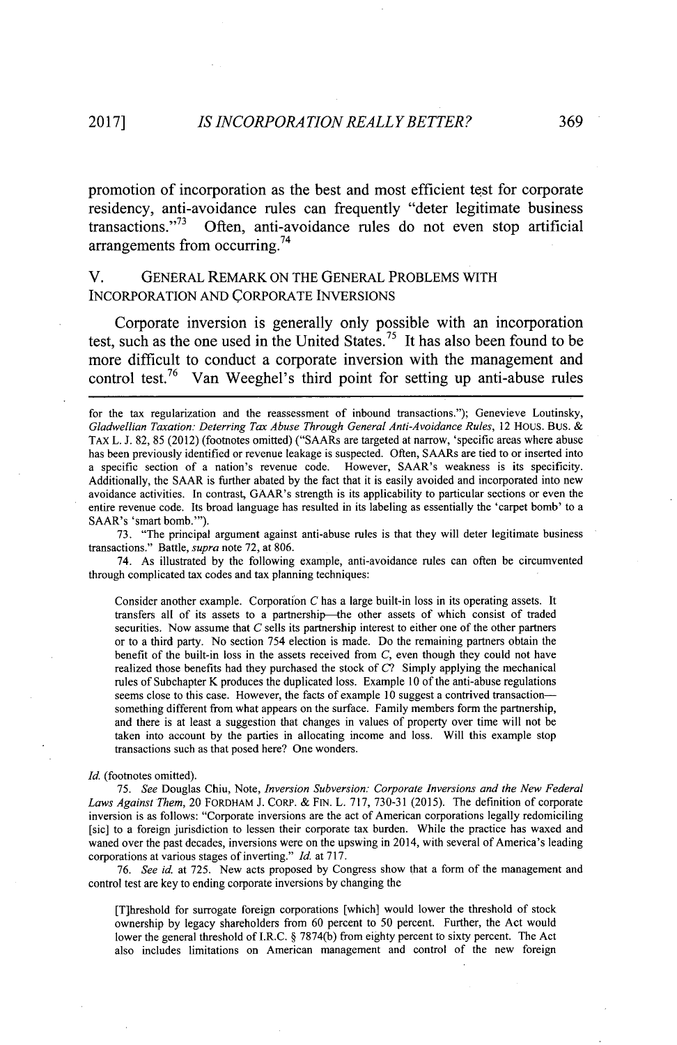promotion of incorporation as the best and most efficient test for corporate residency, anti-avoidance rules can frequently "deter legitimate business transactions."[73] Often, anti-avoidance rules do not even stop artificial arrangements from occurring.[74]

## V. GENERAL REMARK ON THE GENERAL PROBLEMS WITH INCORPORATION AND CORPORATE INVERSIONS

Corporate inversion is generally only possible with an incorporation test, such as the one used in the United States.[75] It has also been found to be more difficult to conduct a corporate inversion with the management and control test.[76] Van Weeghel's third point for setting up anti-abuse rules

---

for the tax regularization and the reassessment of inbound transactions."); Genevieve Loutinsky, *Gladwellian Taxation: Deterring Tax Abuse Through General Anti-Avoidance Rules*, 12 HOUS. BUS. & TAX L. J. 82, 85 (2012) (footnotes omitted) ("SAARs are targeted at narrow, 'specific areas where abuse has been previously identified or revenue leakage is suspected. Often, SAARs are tied to or inserted into a specific section of a nation's revenue code. However, SAAR's weakness is its specificity. Additionally, the SAAR is further abated by the fact that it is easily avoided and incorporated into new avoidance activities. In contrast, GAAR's strength is its applicability to particular sections or even the entire revenue code. Its broad language has resulted in its labeling as essentially the 'carpet bomb' to a SAAR's 'smart bomb.'").

73. "The principal argument against anti-abuse rules is that they will deter legitimate business transactions." Battle, *supra* note 72, at 806.

74. As illustrated by the following example, anti-avoidance rules can often be circumvented through complicated tax codes and tax planning techniques:

> Consider another example. Corporation *C* has a large built-in loss in its operating assets. It transfers all of its assets to a partnership—the other assets of which consist of traded securities. Now assume that *C* sells its partnership interest to either one of the other partners or to a third party. No section 754 election is made. Do the remaining partners obtain the benefit of the built-in loss in the assets received from *C*, even though they could not have realized those benefits had they purchased the stock of *C*? Simply applying the mechanical rules of Subchapter K produces the duplicated loss. Example 10 of the anti-abuse regulations seems close to this case. However, the facts of example 10 suggest a contrived transaction—something different from what appears on the surface. Family members form the partnership, and there is at least a suggestion that changes in values of property over time will not be taken into account by the parties in allocating income and loss. Will this example stop transactions such as that posed here? One wonders.

*Id.* (footnotes omitted).

75. *See* Douglas Chiu, Note, *Inversion Subversion: Corporate Inversions and the New Federal Laws Against Them*, 20 FORDHAM J. CORP. & FIN. L. 717, 730-31 (2015). The definition of corporate inversion is as follows: "Corporate inversion is the act of American corporations legally redomiciling [sic] to a foreign jurisdiction to lessen their corporate tax burden. While the practice has waxed and waned over the past decades, inversions were on the upswing in 2014, with several of America's leading corporations at various stages of inverting." *Id.* at 717.

76. *See id.* at 725. New acts proposed by Congress show that a form of the management and control test are key to ending corporate inversions by changing the

> [T]hreshold for surrogate foreign corporations [which] would lower the threshold of stock ownership by legacy shareholders from 60 percent to 50 percent. Further, the Act would lower the general threshold of I.R.C. § 7874(b) from eighty percent to sixty percent. The Act also includes limitations on American management and control of the new foreign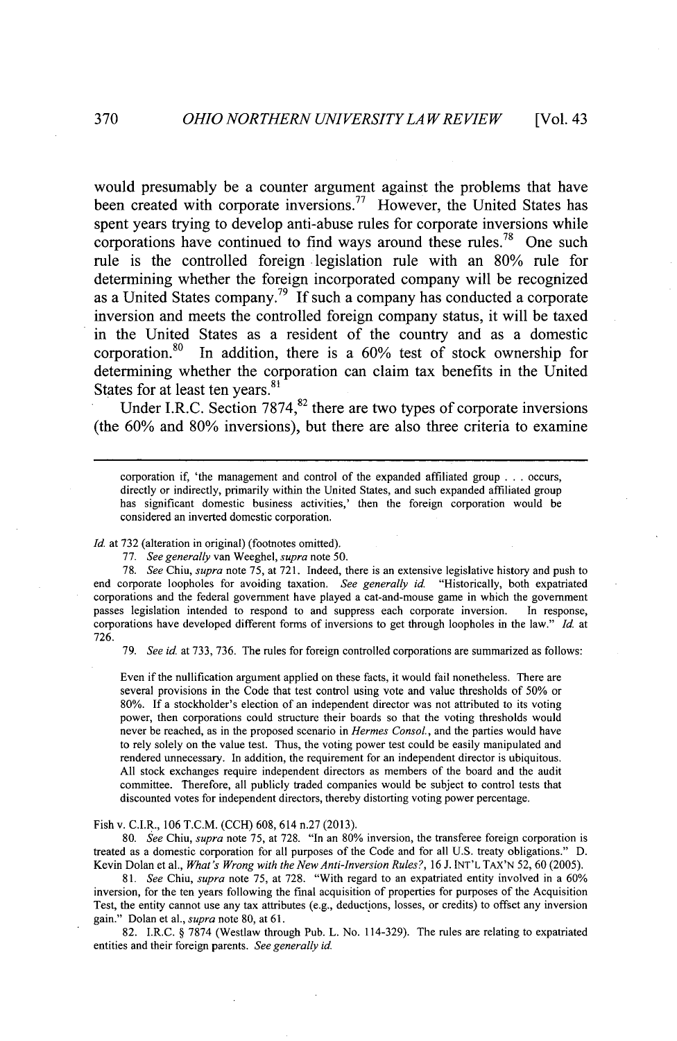would presumably be a counter argument against the problems that have been created with corporate inversions.[77] However, the United States has spent years trying to develop anti-abuse rules for corporate inversions while corporations have continued to find ways around these rules.[78] One such rule is the controlled foreign legislation rule with an 80% rule for determining whether the foreign incorporated company will be recognized as a United States company.[79] If such a company has conducted a corporate inversion and meets the controlled foreign company status, it will be taxed in the United States as a resident of the country and as a domestic corporation.[80] In addition, there is a 60% test of stock ownership for determining whether the corporation can claim tax benefits in the United States for at least ten years.[81]

Under I.R.C. Section 7874,[82] there are two types of corporate inversions (the 60% and 80% inversions), but there are also three criteria to examine

---

> corporation if, 'the management and control of the expanded affiliated group . . . occurs, directly or indirectly, primarily within the United States, and such expanded affiliated group has significant domestic business activities,' then the foreign corporation would be considered an inverted domestic corporation.

*Id.* at 732 (alteration in original) (footnotes omitted).

77. *See generally* van Weeghel, *supra* note 50.

78. *See* Chiu, *supra* note 75, at 721. Indeed, there is an extensive legislative history and push to end corporate loopholes for avoiding taxation. *See generally id.* "Historically, both expatriated corporations and the federal government have played a cat-and-mouse game in which the government passes legislation intended to respond to and suppress each corporate inversion. In response, corporations have developed different forms of inversions to get through loopholes in the law." *Id.* at 726.

79. *See id.* at 733, 736. The rules for foreign controlled corporations are summarized as follows:

> Even if the nullification argument applied on these facts, it would fail nonetheless. There are several provisions in the Code that test control using vote and value thresholds of 50% or 80%. If a stockholder's election of an independent director was not attributed to its voting power, then corporations could structure their boards so that the voting thresholds would never be reached, as in the proposed scenario in *Hermes Consol.*, and the parties would have to rely solely on the value test. Thus, the voting power test could be easily manipulated and rendered unnecessary. In addition, the requirement for an independent director is ubiquitous. All stock exchanges require independent directors as members of the board and the audit committee. Therefore, all publicly traded companies would be subject to control tests that discounted votes for independent directors, thereby distorting voting power percentage.

Fish v. C.I.R., 106 T.C.M. (CCH) 608, 614 n.27 (2013).

80. *See* Chiu, *supra* note 75, at 728. "In an 80% inversion, the transferee foreign corporation is treated as a domestic corporation for all purposes of the Code and for all U.S. treaty obligations." D. Kevin Dolan et al., *What's Wrong with the New Anti-Inversion Rules?*, 16 J. INT'L TAX'N 52, 60 (2005).

81. *See* Chiu, *supra* note 75, at 728. "With regard to an expatriated entity involved in a 60% inversion, for the ten years following the final acquisition of properties for purposes of the Acquisition Test, the entity cannot use any tax attributes (e.g., deductions, losses, or credits) to offset any inversion gain." Dolan et al., *supra* note 80, at 61.

82. I.R.C. § 7874 (Westlaw through Pub. L. No. 114-329). The rules are relating to expatriated entities and their foreign parents. *See generally id.*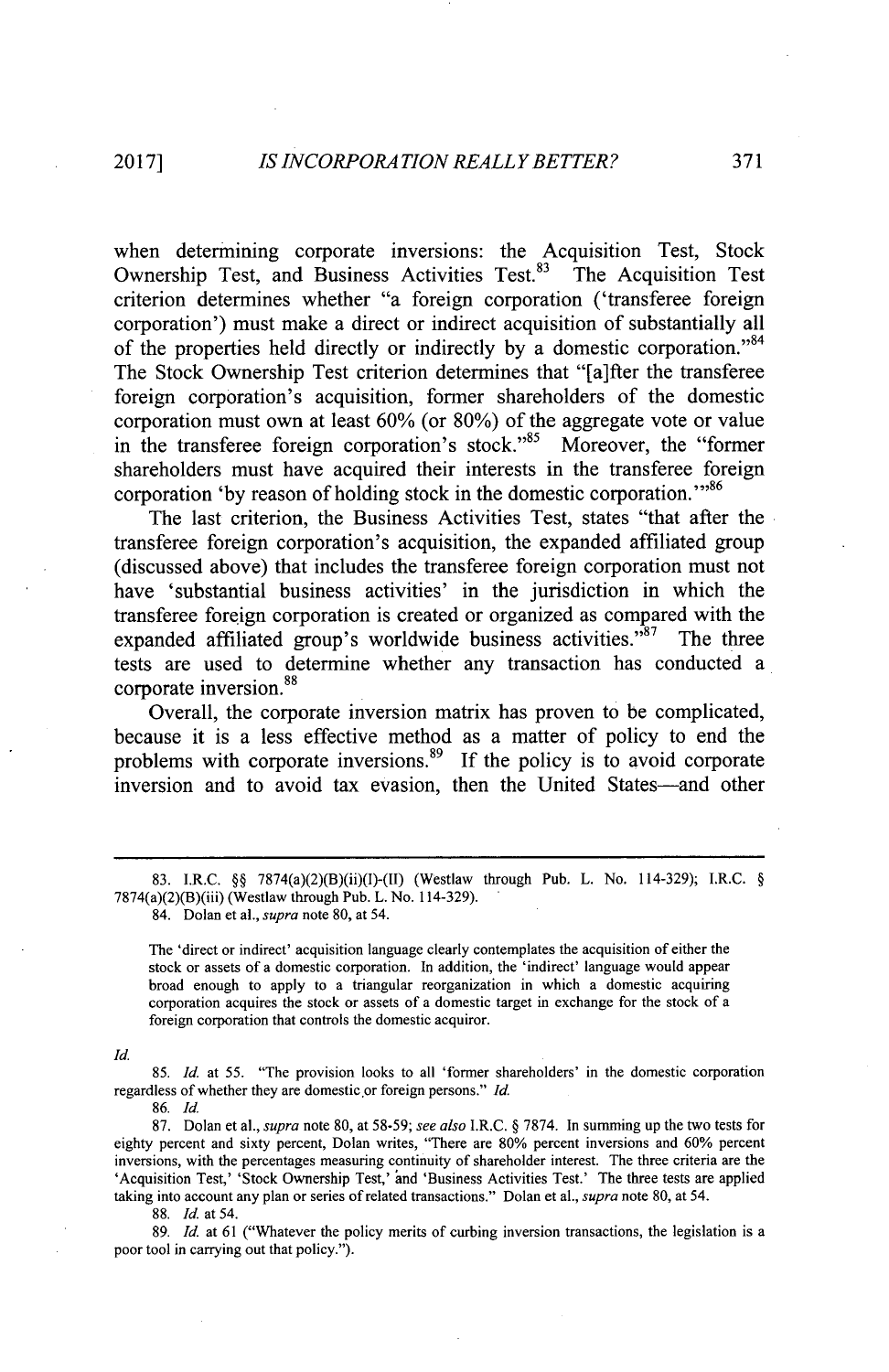when determining corporate inversions: the Acquisition Test, Stock Ownership Test, and Business Activities Test.[83] The Acquisition Test criterion determines whether "a foreign corporation ('transferee foreign corporation') must make a direct or indirect acquisition of substantially all of the properties held directly or indirectly by a domestic corporation."[84] The Stock Ownership Test criterion determines that "[a]fter the transferee foreign corporation's acquisition, former shareholders of the domestic corporation must own at least 60% (or 80%) of the aggregate vote or value in the transferee foreign corporation's stock."[85] Moreover, the "former shareholders must have acquired their interests in the transferee foreign corporation 'by reason of holding stock in the domestic corporation.'"[86]

The last criterion, the Business Activities Test, states "that after the transferee foreign corporation's acquisition, the expanded affiliated group (discussed above) that includes the transferee foreign corporation must not have 'substantial business activities' in the jurisdiction in which the transferee foreign corporation is created or organized as compared with the expanded affiliated group's worldwide business activities."[87] The three tests are used to determine whether any transaction has conducted a corporate inversion.[88]

Overall, the corporate inversion matrix has proven to be complicated, because it is a less effective method as a matter of policy to end the problems with corporate inversions.[89] If the policy is to avoid corporate inversion and to avoid tax evasion, then the United States—and other

---

83. I.R.C. §§ 7874(a)(2)(B)(ii)(I)-(II) (Westlaw through Pub. L. No. 114-329); I.R.C. § 7874(a)(2)(B)(iii) (Westlaw through Pub. L. No. 114-329).

84. Dolan et al., *supra* note 80, at 54.

> The 'direct or indirect' acquisition language clearly contemplates the acquisition of either the stock or assets of a domestic corporation. In addition, the 'indirect' language would appear broad enough to apply to a triangular reorganization in which a domestic acquiring corporation acquires the stock or assets of a domestic target in exchange for the stock of a foreign corporation that controls the domestic acquiror.

*Id.*

85. *Id.* at 55. "The provision looks to all 'former shareholders' in the domestic corporation regardless of whether they are domestic or foreign persons." *Id.*

86. *Id.*

87. Dolan et al., *supra* note 80, at 58-59; *see also* I.R.C. § 7874. In summing up the two tests for eighty percent and sixty percent, Dolan writes, "There are 80% percent inversions and 60% percent inversions, with the percentages measuring continuity of shareholder interest. The three criteria are the 'Acquisition Test,' 'Stock Ownership Test,' and 'Business Activities Test.' The three tests are applied taking into account any plan or series of related transactions." Dolan et al., *supra* note 80, at 54.

88. *Id.* at 54.

89. *Id.* at 61 ("Whatever the policy merits of curbing inversion transactions, the legislation is a poor tool in carrying out that policy.").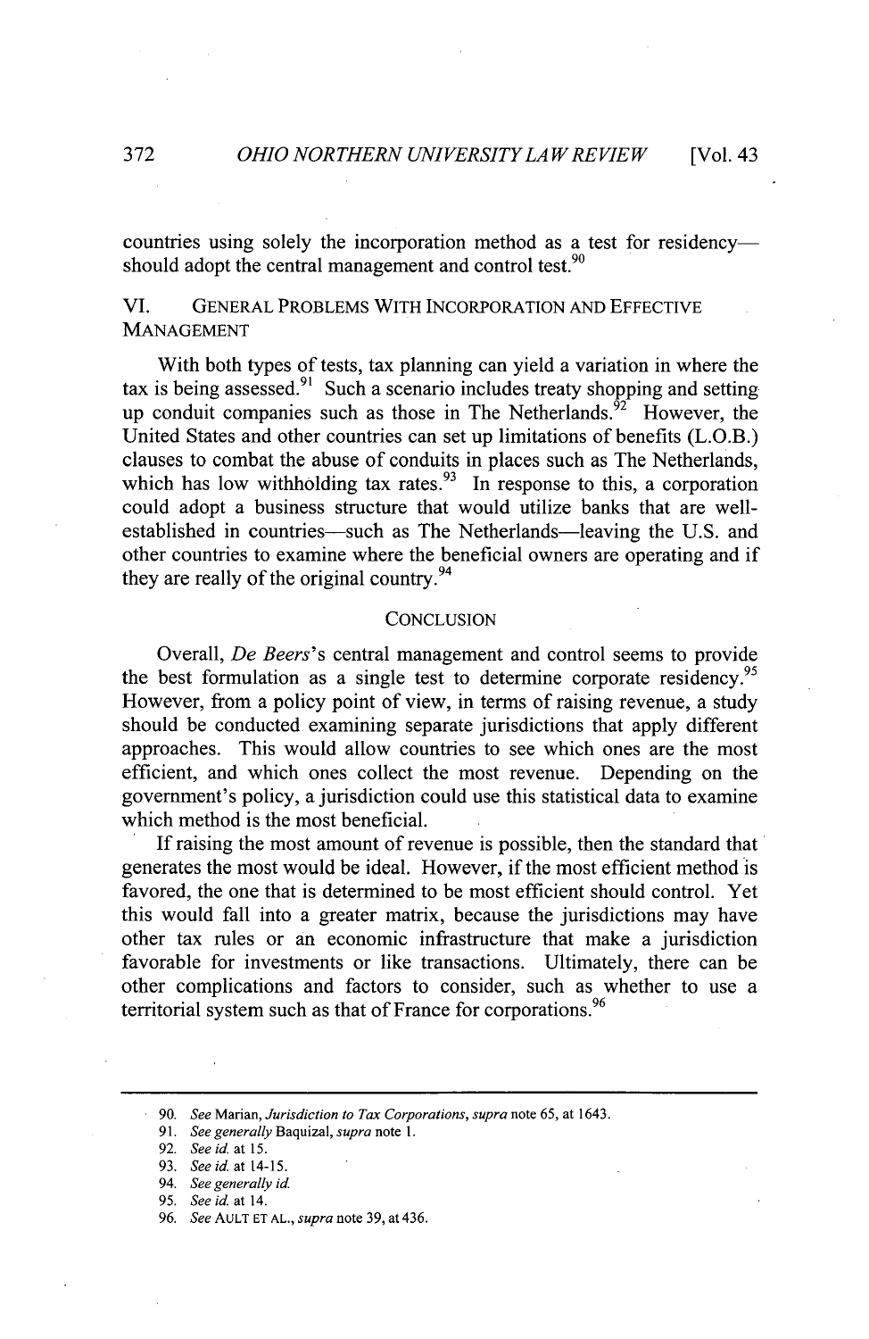countries using solely the incorporation method as a test for residency—should adopt the central management and control test.[90]

## VI. GENERAL PROBLEMS WITH INCORPORATION AND EFFECTIVE MANAGEMENT

With both types of tests, tax planning can yield a variation in where the tax is being assessed.[91] Such a scenario includes treaty shopping and setting up conduit companies such as those in The Netherlands.[92] However, the United States and other countries can set up limitations of benefits (L.O.B.) clauses to combat the abuse of conduits in places such as The Netherlands, which has low withholding tax rates.[93] In response to this, a corporation could adopt a business structure that would utilize banks that are well-established in countries—such as The Netherlands—leaving the U.S. and other countries to examine where the beneficial owners are operating and if they are really of the original country.[94]

## CONCLUSION

Overall, *De Beers*'s central management and control seems to provide the best formulation as a single test to determine corporate residency.[95] However, from a policy point of view, in terms of raising revenue, a study should be conducted examining separate jurisdictions that apply different approaches. This would allow countries to see which ones are the most efficient, and which ones collect the most revenue. Depending on the government's policy, a jurisdiction could use this statistical data to examine which method is the most beneficial.

If raising the most amount of revenue is possible, then the standard that generates the most would be ideal. However, if the most efficient method is favored, the one that is determined to be most efficient should control. Yet this would fall into a greater matrix, because the jurisdictions may have other tax rules or an economic infrastructure that make a jurisdiction favorable for investments or like transactions. Ultimately, there can be other complications and factors to consider, such as whether to use a territorial system such as that of France for corporations.[96]

---

90. *See* Marian, *Jurisdiction to Tax Corporations*, *supra* note 65, at 1643.
91. *See generally* Baquizal, *supra* note 1.
92. *See id.* at 15.
93. *See id.* at 14-15.
94. *See generally id.*
95. *See id.* at 14.
96. *See* AULT ET AL., *supra* note 39, at 436.